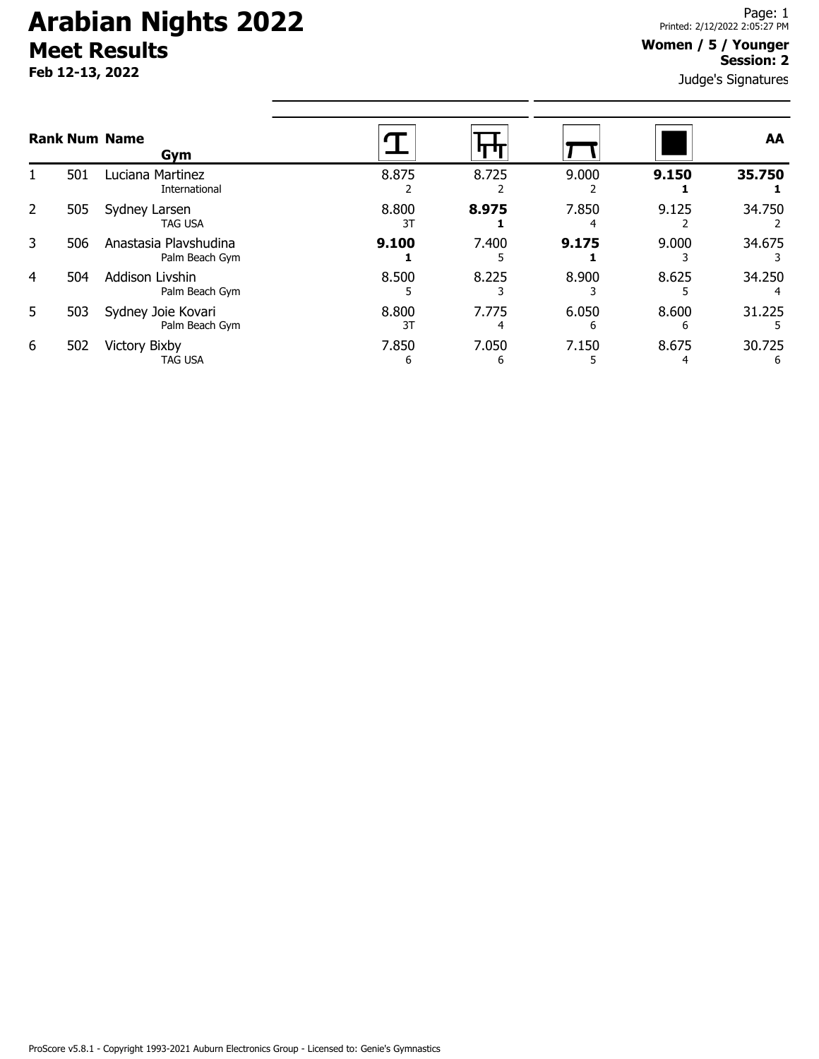# Arabian Nights 2022

## Meet Results

**Feb 12-13, 2022**

Printed: 2/12/2022 2:05:27 PM

**Women / 5 / Younger**
**Session: 2**

Judge's Signatures

| Rank | Num | Name / Gym | Vault | Bars | Beam | Floor | AA |
|---|---|---|---|---|---|---|---|
| 1 | 501 | Luciana Martinez<br>International | 8.875<br>2 | 8.725<br>2 | 9.000<br>2 | **9.150**<br>**1** | **35.750**<br>**1** |
| 2 | 505 | Sydney Larsen<br>TAG USA | 8.800<br>3T | **8.975**<br>**1** | 7.850<br>4 | 9.125<br>2 | 34.750<br>2 |
| 3 | 506 | Anastasia Plavshudina<br>Palm Beach Gym | **9.100**<br>**1** | 7.400<br>5 | **9.175**<br>**1** | 9.000<br>3 | 34.675<br>3 |
| 4 | 504 | Addison Livshin<br>Palm Beach Gym | 8.500<br>5 | 8.225<br>3 | 8.900<br>3 | 8.625<br>5 | 34.250<br>4 |
| 5 | 503 | Sydney Joie Kovari<br>Palm Beach Gym | 8.800<br>3T | 7.775<br>4 | 6.050<br>6 | 8.600<br>6 | 31.225<br>5 |
| 6 | 502 | Victory Bixby<br>TAG USA | 7.850<br>6 | 7.050<br>6 | 7.150<br>5 | 8.675<br>4 | 30.725<br>6 |

ProScore v5.8.1 - Copyright 1993-2021 Auburn Electronics Group - Licensed to: Genie's Gymnastics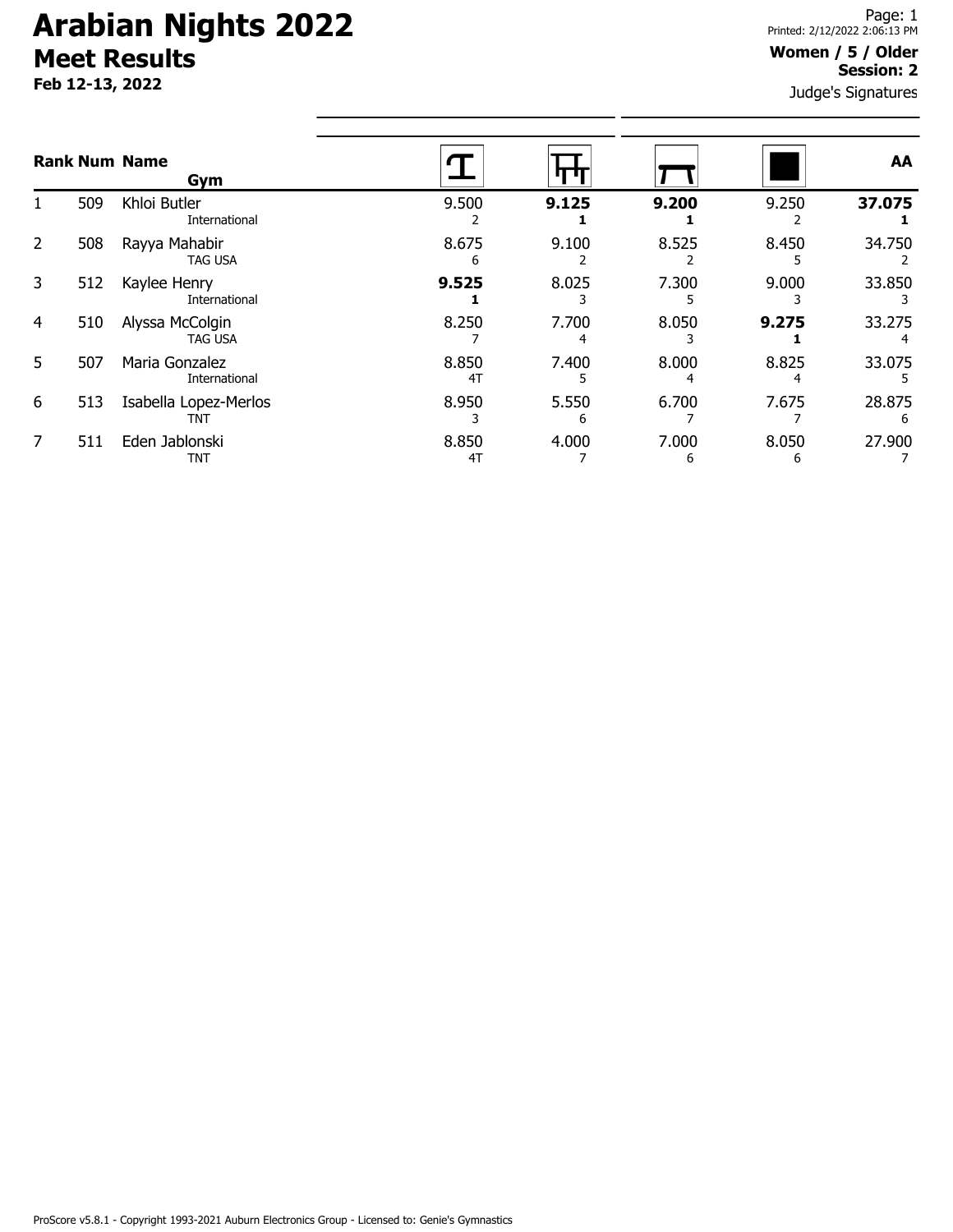# Arabian Nights 2022

## Meet Results

**Feb 12-13, 2022**

Printed: 2/12/2022 2:06:13 PM

**Women / 5 / Older**
**Session: 2**

Judge's Signatures

| Rank | Num | Name / Gym | Vault | Bars | Beam | Floor | AA |
|---|---|---|---|---|---|---|---|
| 1 | 509 | Khloi Butler<br>International | 9.500<br>2 | **9.125**<br>**1** | **9.200**<br>**1** | 9.250<br>2 | **37.075**<br>**1** |
| 2 | 508 | Rayya Mahabir<br>TAG USA | 8.675<br>6 | 9.100<br>2 | 8.525<br>2 | 8.450<br>5 | 34.750<br>2 |
| 3 | 512 | Kaylee Henry<br>International | **9.525**<br>**1** | 8.025<br>3 | 7.300<br>5 | 9.000<br>3 | 33.850<br>3 |
| 4 | 510 | Alyssa McColgin<br>TAG USA | 8.250<br>7 | 7.700<br>4 | 8.050<br>3 | **9.275**<br>**1** | 33.275<br>4 |
| 5 | 507 | Maria Gonzalez<br>International | 8.850<br>4T | 7.400<br>5 | 8.000<br>4 | 8.825<br>4 | 33.075<br>5 |
| 6 | 513 | Isabella Lopez-Merlos<br>TNT | 8.950<br>3 | 5.550<br>6 | 6.700<br>7 | 7.675<br>7 | 28.875<br>6 |
| 7 | 511 | Eden Jablonski<br>TNT | 8.850<br>4T | 4.000<br>7 | 7.000<br>6 | 8.050<br>6 | 27.900<br>7 |

ProScore v5.8.1 - Copyright 1993-2021 Auburn Electronics Group - Licensed to: Genie's Gymnastics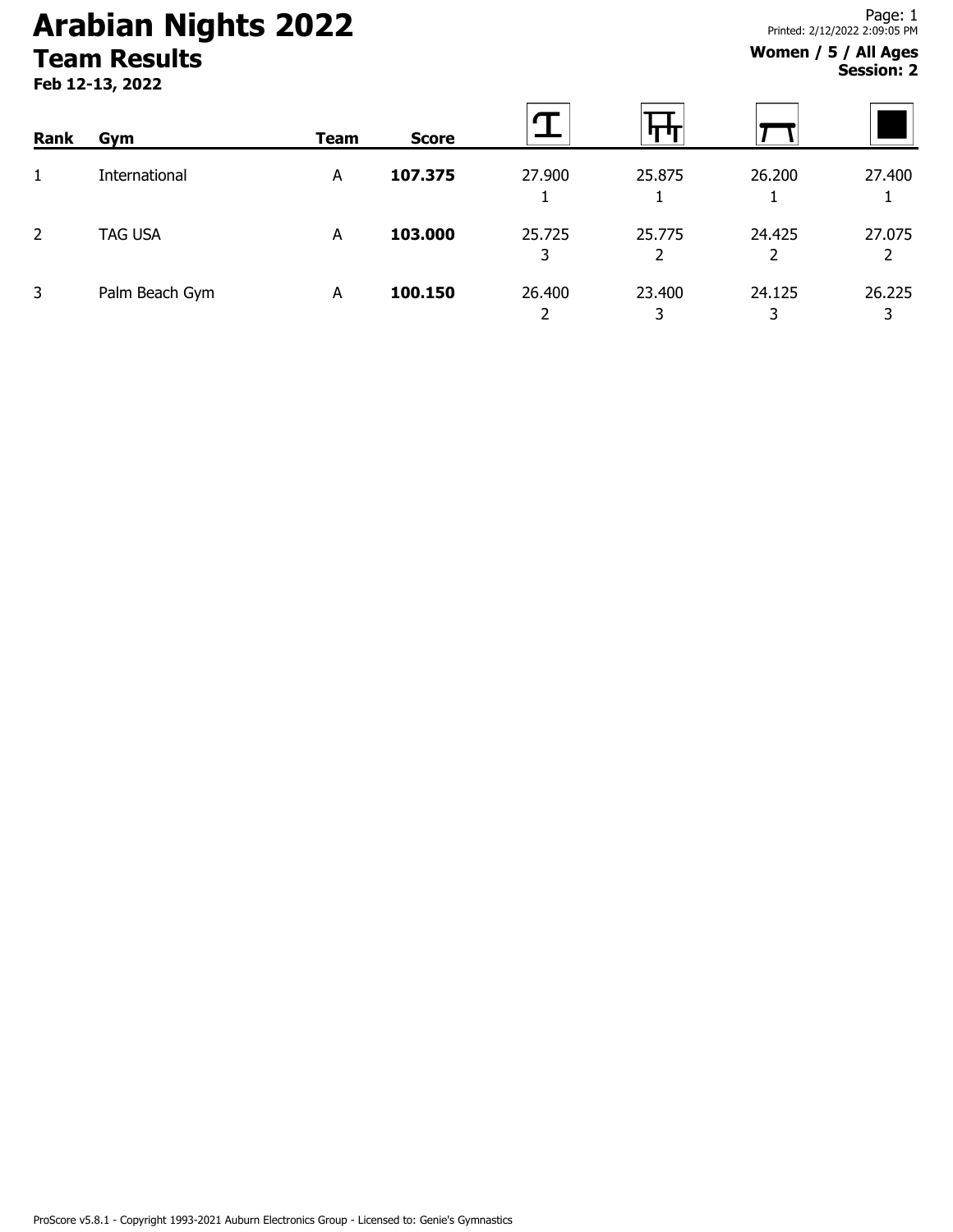# Arabian Nights 2022

## Team Results

**Feb 12-13, 2022**

Printed: 2/12/2022 2:09:05 PM

**Women / 5 / All Ages**
**Session: 2**

| Rank | Gym | Team | Score | Vault | Bars | Beam | Floor |
|---|---|---|---|---|---|---|---|
| 1 | International | A | **107.375** | 27.900<br>1 | 25.875<br>1 | 26.200<br>1 | 27.400<br>1 |
| 2 | TAG USA | A | **103.000** | 25.725<br>3 | 25.775<br>2 | 24.425<br>2 | 27.075<br>2 |
| 3 | Palm Beach Gym | A | **100.150** | 26.400<br>2 | 23.400<br>3 | 24.125<br>3 | 26.225<br>3 |

ProScore v5.8.1 - Copyright 1993-2021 Auburn Electronics Group - Licensed to: Genie's Gymnastics